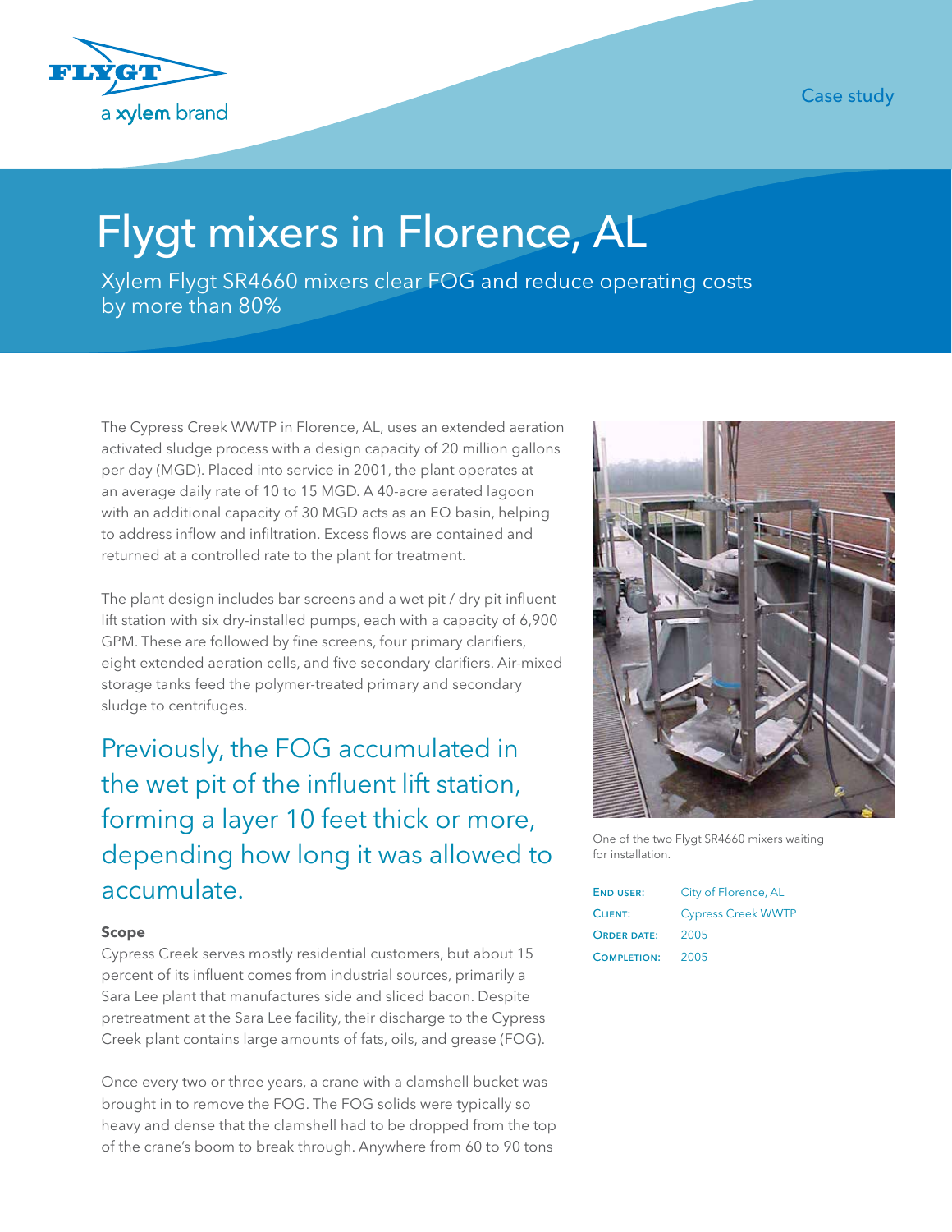Case study

# Flygt mixers in Florence, AL

Xylem Flygt SR4660 mixers clear FOG and reduce operating costs by more than 80%

The Cypress Creek WWTP in Florence, AL, uses an extended aeration activated sludge process with a design capacity of 20 million gallons per day (MGD). Placed into service in 2001, the plant operates at an average daily rate of 10 to 15 MGD. A 40-acre aerated lagoon with an additional capacity of 30 MGD acts as an EQ basin, helping to address inflow and infiltration. Excess flows are contained and returned at a controlled rate to the plant for treatment.

The plant design includes bar screens and a wet pit / dry pit influent lift station with six dry-installed pumps, each with a capacity of 6,900 GPM. These are followed by fine screens, four primary clarifiers, eight extended aeration cells, and five secondary clarifiers. Air-mixed storage tanks feed the polymer-treated primary and secondary sludge to centrifuges.

> Previously, the FOG accumulated in the wet pit of the influent lift station, forming a layer 10 feet thick or more, depending how long it was allowed to accumulate.

**Scope**

Cypress Creek serves mostly residential customers, but about 15 percent of its influent comes from industrial sources, primarily a Sara Lee plant that manufactures side and sliced bacon. Despite pretreatment at the Sara Lee facility, their discharge to the Cypress Creek plant contains large amounts of fats, oils, and grease (FOG).

Once every two or three years, a crane with a clamshell bucket was brought in to remove the FOG. The FOG solids were typically so heavy and dense that the clamshell had to be dropped from the top of the crane's boom to break through. Anywhere from 60 to 90 tons

One of the two Flygt SR4660 mixers waiting for installation.

| | |
|---|---|
| End user: | City of Florence, AL |
| Client: | Cypress Creek WWTP |
| Order date: | 2005 |
| Completion: | 2005 |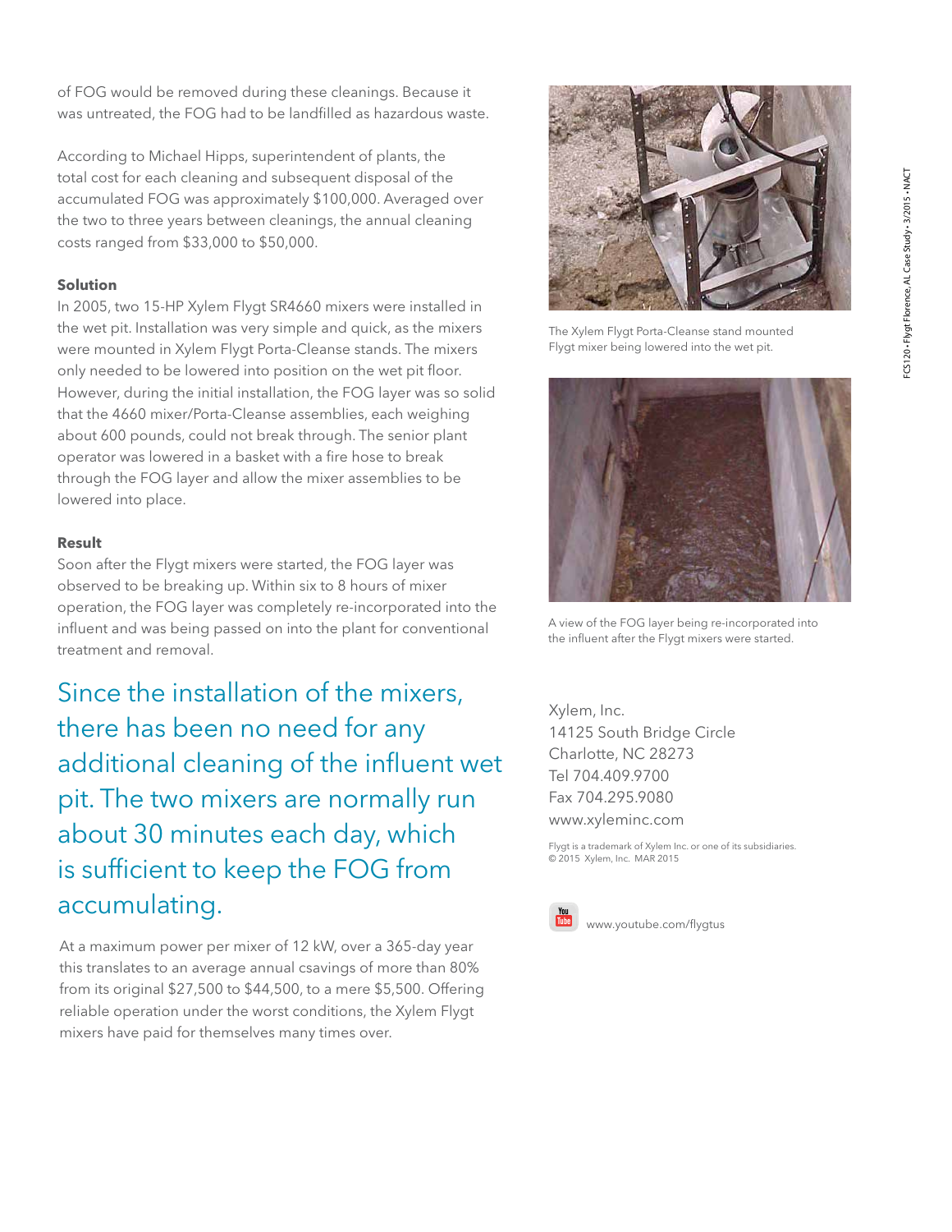of FOG would be removed during these cleanings. Because it was untreated, the FOG had to be landfilled as hazardous waste.

According to Michael Hipps, superintendent of plants, the total cost for each cleaning and subsequent disposal of the accumulated FOG was approximately $100,000. Averaged over the two to three years between cleanings, the annual cleaning costs ranged from $33,000 to $50,000.

**Solution**

In 2005, two 15-HP Xylem Flygt SR4660 mixers were installed in the wet pit. Installation was very simple and quick, as the mixers were mounted in Xylem Flygt Porta-Cleanse stands. The mixers only needed to be lowered into position on the wet pit floor. However, during the initial installation, the FOG layer was so solid that the 4660 mixer/Porta-Cleanse assemblies, each weighing about 600 pounds, could not break through. The senior plant operator was lowered in a basket with a fire hose to break through the FOG layer and allow the mixer assemblies to be lowered into place.

**Result**

Soon after the Flygt mixers were started, the FOG layer was observed to be breaking up. Within six to 8 hours of mixer operation, the FOG layer was completely re-incorporated into the influent and was being passed on into the plant for conventional treatment and removal.

Since the installation of the mixers, there has been no need for any additional cleaning of the influent wet pit. The two mixers are normally run about 30 minutes each day, which is sufficient to keep the FOG from accumulating.

At a maximum power per mixer of 12 kW, over a 365-day year this translates to an average annual csavings of more than 80% from its original $27,500 to $44,500, to a mere $5,500. Offering reliable operation under the worst conditions, the Xylem Flygt mixers have paid for themselves many times over.

The Xylem Flygt Porta-Cleanse stand mounted Flygt mixer being lowered into the wet pit.

A view of the FOG layer being re-incorporated into the influent after the Flygt mixers were started.

Xylem, Inc.
14125 South Bridge Circle
Charlotte, NC 28273
Tel 704.409.9700
Fax 704.295.9080
www.xyleminc.com

Flygt is a trademark of Xylem Inc. or one of its subsidiaries.
© 2015 Xylem, Inc. MAR 2015

www.youtube.com/flygtus

FCS120 • Flygt Florence, AL Case Study • 3/2015 • NACT